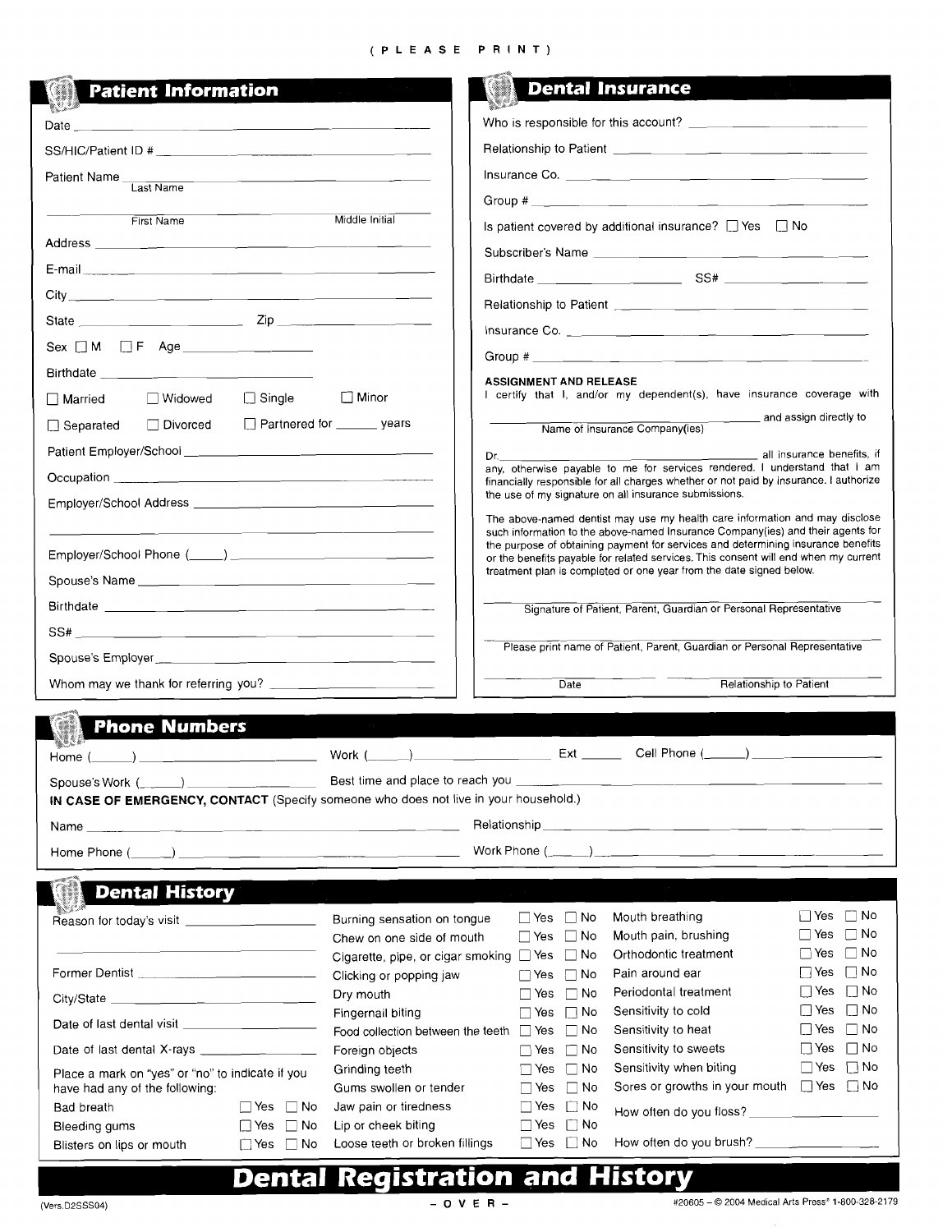(PLEASE PRINT)

## Patient Information

Date ______________________

SS/HIC/Patient ID # ______________________

Patient Name ______________________
Last Name

______________________
First Name Middle Initial

Address ______________________

E-mail ______________________

City ______________________

State ______________ Zip ______________

Sex ☐ M ☐ F Age ______________

Birthdate ______________________

☐ Married ☐ Widowed ☐ Single ☐ Minor

☐ Separated ☐ Divorced ☐ Partnered for ______ years

Patient Employer/School ______________________

Occupation ______________________

Employer/School Address ______________________

______________________

Employer/School Phone (_____) ______________________

Spouse's Name ______________________

Birthdate ______________________

SS# ______________________

Spouse's Employer ______________________

Whom may we thank for referring you? ______________________

## Dental Insurance

Who is responsible for this account? ______________________

Relationship to Patient ______________________

Insurance Co. ______________________

Group # ______________________

Is patient covered by additional insurance? ☐ Yes ☐ No

Subscriber's Name ______________________

Birthdate ______________ SS# ______________

Relationship to Patient ______________________

Insurance Co. ______________________

Group # ______________________

**ASSIGNMENT AND RELEASE**

I certify that I, and/or my dependent(s), have insurance coverage with ______________________ and assign directly to
Name of Insurance Company(ies)

Dr. ______________________ all insurance benefits, if any, otherwise payable to me for services rendered. I understand that I am financially responsible for all charges whether or not paid by insurance. I authorize the use of my signature on all insurance submissions.

The above-named dentist may use my health care information and may disclose such information to the above-named Insurance Company(ies) and their agents for the purpose of obtaining payment for services and determining insurance benefits or the benefits payable for related services. This consent will end when my current treatment plan is completed or one year from the date signed below.

______________________
Signature of Patient, Parent, Guardian or Personal Representative

______________________
Please print name of Patient, Parent, Guardian or Personal Representative

______________________ ______________________
Date Relationship to Patient

## Phone Numbers

Home (_____) ______________ Work (_____) ______________ Ext ______ Cell Phone (_____) ______________

Spouse's Work (_____) ______________ Best time and place to reach you ______________________

**IN CASE OF EMERGENCY, CONTACT** (Specify someone who does not live in your household.)

Name ______________________ Relationship ______________________

Home Phone (_____) ______________________ Work Phone (_____) ______________________

## Dental History

Reason for today's visit ______________________

______________________

Former Dentist ______________________

City/State ______________________

Date of last dental visit ______________________

Date of last dental X-rays ______________________

Place a mark on "yes" or "no" to indicate if you have had any of the following:

| Condition | Yes | No |
|---|---|---|
| Bad breath | ☐ | ☐ |
| Bleeding gums | ☐ | ☐ |
| Blisters on lips or mouth | ☐ | ☐ |
| Burning sensation on tongue | ☐ | ☐ |
| Chew on one side of mouth | ☐ | ☐ |
| Cigarette, pipe, or cigar smoking | ☐ | ☐ |
| Clicking or popping jaw | ☐ | ☐ |
| Dry mouth | ☐ | ☐ |
| Fingernail biting | ☐ | ☐ |
| Food collection between the teeth | ☐ | ☐ |
| Foreign objects | ☐ | ☐ |
| Grinding teeth | ☐ | ☐ |
| Gums swollen or tender | ☐ | ☐ |
| Jaw pain or tiredness | ☐ | ☐ |
| Lip or cheek biting | ☐ | ☐ |
| Loose teeth or broken fillings | ☐ | ☐ |
| Mouth breathing | ☐ | ☐ |
| Mouth pain, brushing | ☐ | ☐ |
| Orthodontic treatment | ☐ | ☐ |
| Pain around ear | ☐ | ☐ |
| Periodontal treatment | ☐ | ☐ |
| Sensitivity to cold | ☐ | ☐ |
| Sensitivity to heat | ☐ | ☐ |
| Sensitivity to sweets | ☐ | ☐ |
| Sensitivity when biting | ☐ | ☐ |
| Sores or growths in your mouth | ☐ | ☐ |

How often do you floss? ______________

How often do you brush? ______________

# Dental Registration and History

(Vers.D2SSS04) – OVER – #20605 – © 2004 Medical Arts Press® 1-800-328-2179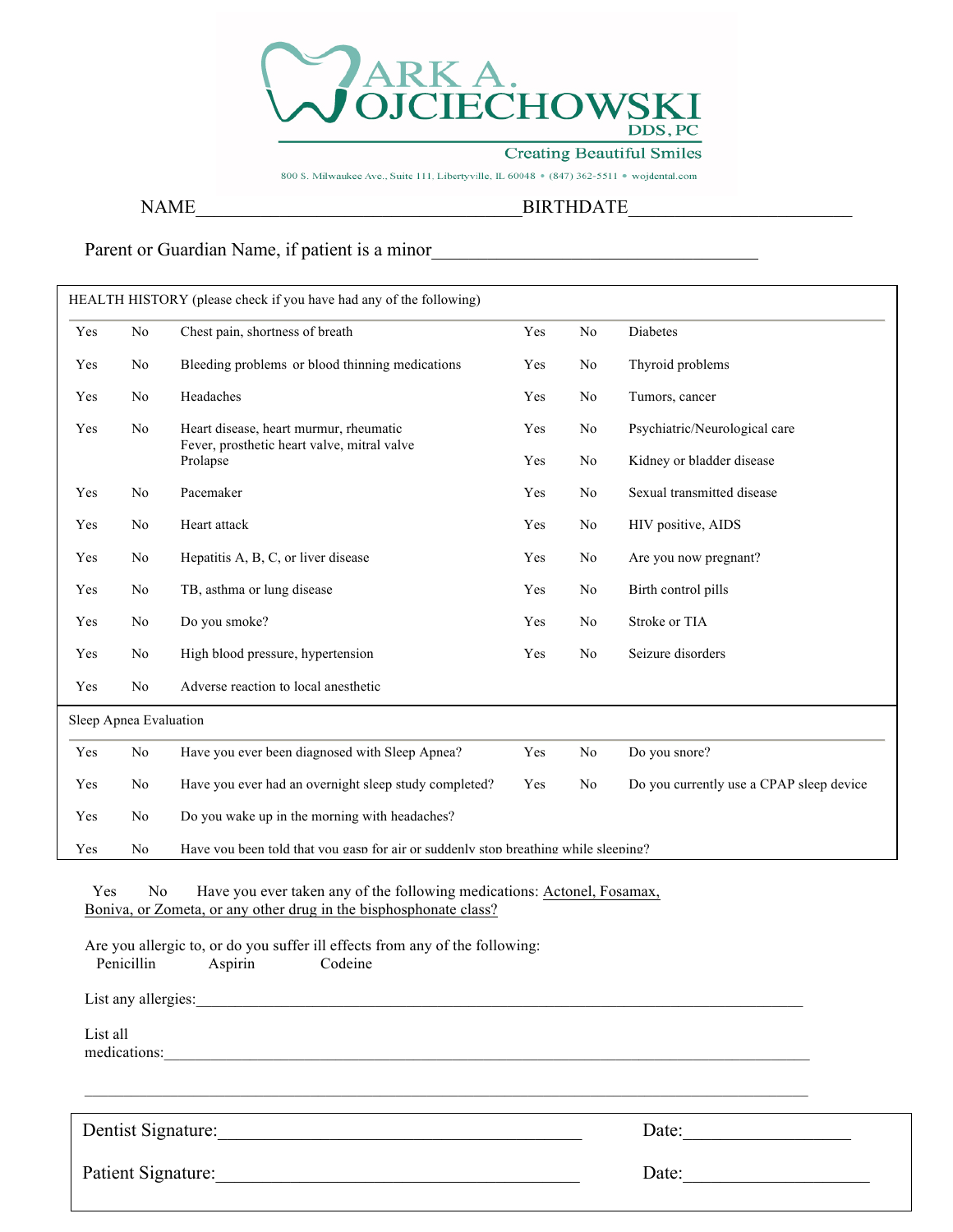# MARK A. WOJCIECHOWSKI DDS, PC

Creating Beautiful Smiles

800 S. Milwaukee Ave., Suite 111, Libertyville, IL 60048 • (847) 362-5511 • wojdental.com

NAME___________________________________BIRTHDATE_________________________

Parent or Guardian Name, if patient is a minor_____________________________________

HEALTH HISTORY (please check if you have had any of the following)

| | | | | | |
|---|---|---|---|---|---|
| Yes | No | Chest pain, shortness of breath | Yes | No | Diabetes |
| Yes | No | Bleeding problems or blood thinning medications | Yes | No | Thyroid problems |
| Yes | No | Headaches | Yes | No | Tumors, cancer |
| Yes | No | Heart disease, heart murmur, rheumatic Fever, prosthetic heart valve, mitral valve Prolapse | Yes | No | Psychiatric/Neurological care |
| | | | Yes | No | Kidney or bladder disease |
| Yes | No | Pacemaker | Yes | No | Sexual transmitted disease |
| Yes | No | Heart attack | Yes | No | HIV positive, AIDS |
| Yes | No | Hepatitis A, B, C, or liver disease | Yes | No | Are you now pregnant? |
| Yes | No | TB, asthma or lung disease | Yes | No | Birth control pills |
| Yes | No | Do you smoke? | Yes | No | Stroke or TIA |
| Yes | No | High blood pressure, hypertension | Yes | No | Seizure disorders |
| Yes | No | Adverse reaction to local anesthetic | | | |

Sleep Apnea Evaluation

| | | | | | |
|---|---|---|---|---|---|
| Yes | No | Have you ever been diagnosed with Sleep Apnea? | Yes | No | Do you snore? |
| Yes | No | Have you ever had an overnight sleep study completed? | Yes | No | Do you currently use a CPAP sleep device |
| Yes | No | Do you wake up in the morning with headaches? | | | |
| Yes | No | Have you been told that you gasp for air or suddenly stop breathing while sleeping? | | | |

Yes No Have you ever taken any of the following medications: Actonel, Fosamax, Boniva, or Zometa, or any other drug in the bisphosphonate class?

Are you allergic to, or do you suffer ill effects from any of the following:
Penicillin Aspirin Codeine

List any allergies:_____________________________________________________________________________

List all medications:______________________________________________________________________________

_____________________________________________________________________________________________

Dentist Signature:_________________________________________ Date:__________________

Patient Signature:_________________________________________ Date:____________________